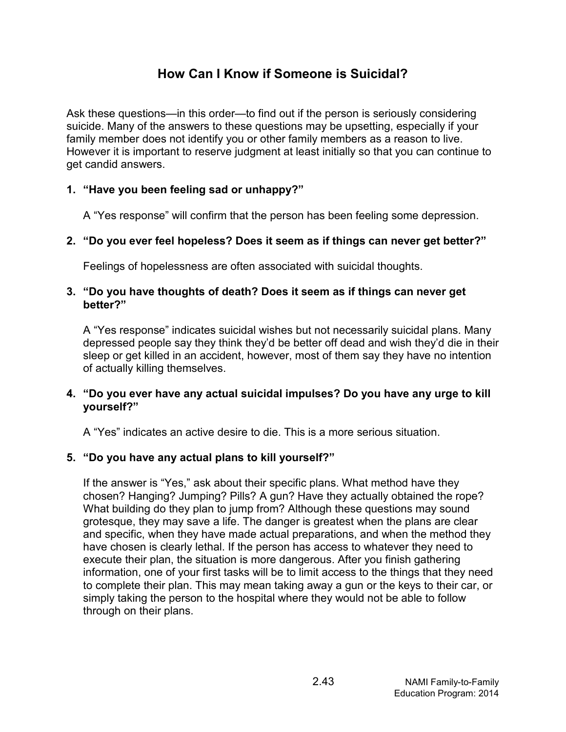# How Can I Know if Someone is Suicidal?

Ask these questions—in this order—to find out if the person is seriously considering suicide. Many of the answers to these questions may be upsetting, especially if your family member does not identify you or other family members as a reason to live. However it is important to reserve judgment at least initially so that you can continue to get candid answers.

1. **"Have you been feeling sad or unhappy?"**

   A "Yes response" will confirm that the person has been feeling some depression.

2. **"Do you ever feel hopeless? Does it seem as if things can never get better?"**

   Feelings of hopelessness are often associated with suicidal thoughts.

3. **"Do you have thoughts of death? Does it seem as if things can never get better?"**

   A "Yes response" indicates suicidal wishes but not necessarily suicidal plans. Many depressed people say they think they'd be better off dead and wish they'd die in their sleep or get killed in an accident, however, most of them say they have no intention of actually killing themselves.

4. **"Do you ever have any actual suicidal impulses? Do you have any urge to kill yourself?"**

   A "Yes" indicates an active desire to die. This is a more serious situation.

5. **"Do you have any actual plans to kill yourself?"**

   If the answer is "Yes," ask about their specific plans. What method have they chosen? Hanging? Jumping? Pills? A gun? Have they actually obtained the rope? What building do they plan to jump from? Although these questions may sound grotesque, they may save a life. The danger is greatest when the plans are clear and specific, when they have made actual preparations, and when the method they have chosen is clearly lethal. If the person has access to whatever they need to execute their plan, the situation is more dangerous. After you finish gathering information, one of your first tasks will be to limit access to the things that they need to complete their plan. This may mean taking away a gun or the keys to their car, or simply taking the person to the hospital where they would not be able to follow through on their plans.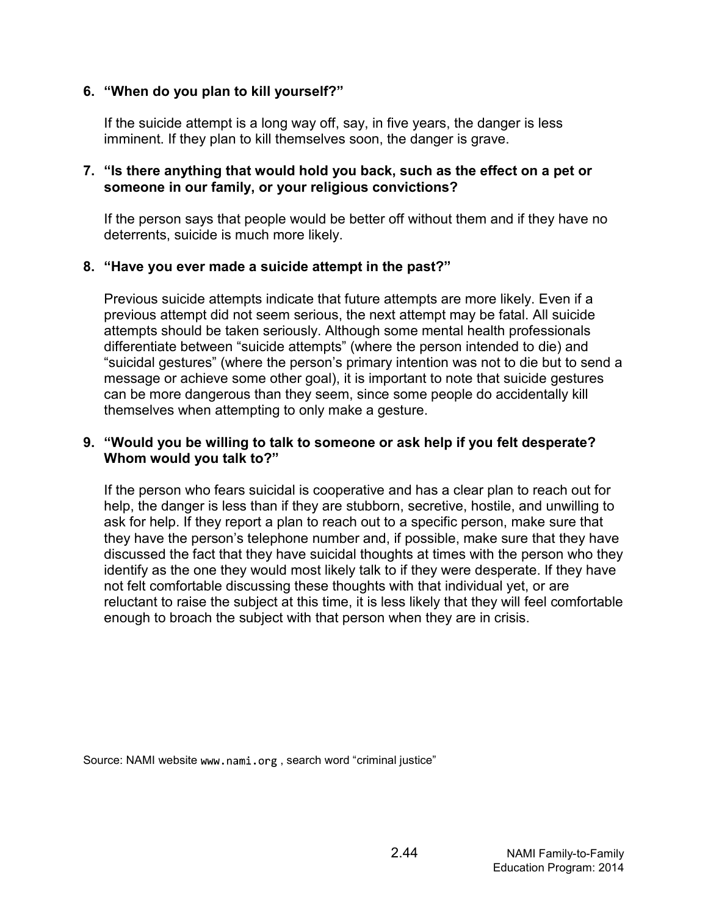6. **"When do you plan to kill yourself?"**

   If the suicide attempt is a long way off, say, in five years, the danger is less imminent. If they plan to kill themselves soon, the danger is grave.

7. **"Is there anything that would hold you back, such as the effect on a pet or someone in our family, or your religious convictions?**

   If the person says that people would be better off without them and if they have no deterrents, suicide is much more likely.

8. **"Have you ever made a suicide attempt in the past?"**

   Previous suicide attempts indicate that future attempts are more likely. Even if a previous attempt did not seem serious, the next attempt may be fatal. All suicide attempts should be taken seriously. Although some mental health professionals differentiate between "suicide attempts" (where the person intended to die) and "suicidal gestures" (where the person's primary intention was not to die but to send a message or achieve some other goal), it is important to note that suicide gestures can be more dangerous than they seem, since some people do accidentally kill themselves when attempting to only make a gesture.

9. **"Would you be willing to talk to someone or ask help if you felt desperate? Whom would you talk to?"**

   If the person who fears suicidal is cooperative and has a clear plan to reach out for help, the danger is less than if they are stubborn, secretive, hostile, and unwilling to ask for help. If they report a plan to reach out to a specific person, make sure that they have the person's telephone number and, if possible, make sure that they have discussed the fact that they have suicidal thoughts at times with the person who they identify as the one they would most likely talk to if they were desperate. If they have not felt comfortable discussing these thoughts with that individual yet, or are reluctant to raise the subject at this time, it is less likely that they will feel comfortable enough to broach the subject with that person when they are in crisis.

Source: NAMI website `www.nami.org` , search word "criminal justice"